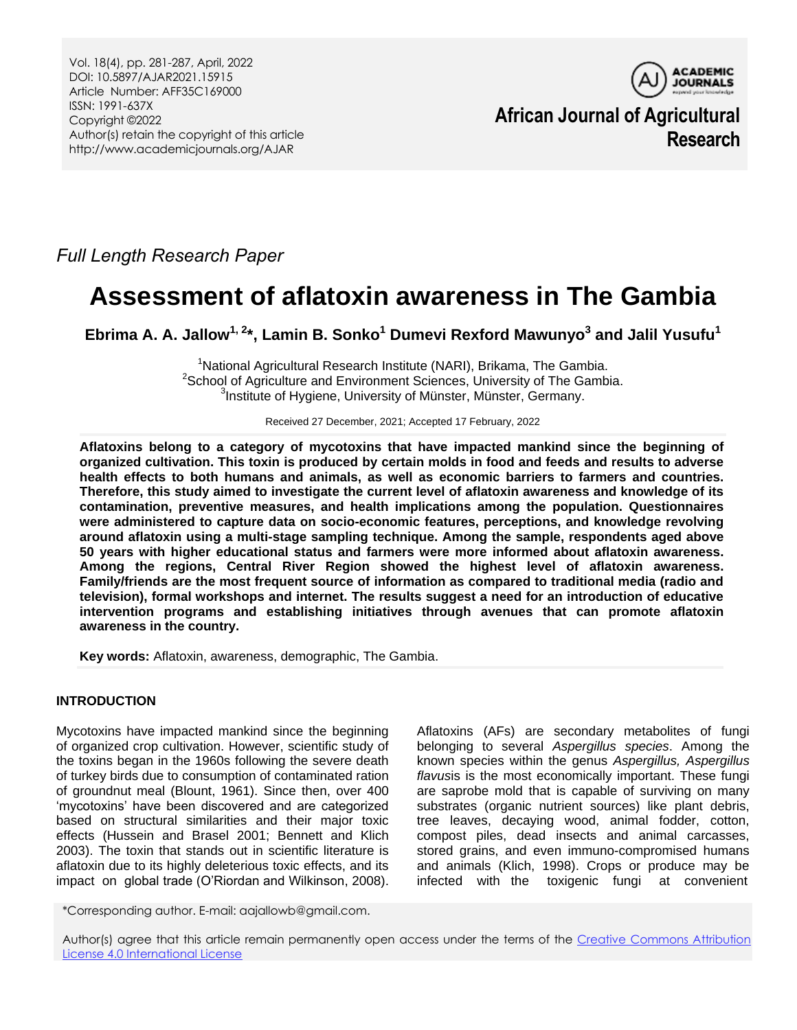Full Length Research Paper

# Assessment of aflatoxin awareness in The Gambia

**Ebrima A. A. Jallow[1, 2]*, Lamin B. Sonko[1] Dumevi Rexford Mawunyo[3] and Jalil Yusufu[1]**

[1]National Agricultural Research Institute (NARI), Brikama, The Gambia.
[2]School of Agriculture and Environment Sciences, University of The Gambia.
[3]Institute of Hygiene, University of Münster, Münster, Germany.

Received 27 December, 2021; Accepted 17 February, 2022

**Aflatoxins belong to a category of mycotoxins that have impacted mankind since the beginning of organized cultivation. This toxin is produced by certain molds in food and feeds and results to adverse health effects to both humans and animals, as well as economic barriers to farmers and countries. Therefore, this study aimed to investigate the current level of aflatoxin awareness and knowledge of its contamination, preventive measures, and health implications among the population. Questionnaires were administered to capture data on socio-economic features, perceptions, and knowledge revolving around aflatoxin using a multi-stage sampling technique. Among the sample, respondents aged above 50 years with higher educational status and farmers were more informed about aflatoxin awareness. Among the regions, Central River Region showed the highest level of aflatoxin awareness. Family/friends are the most frequent source of information as compared to traditional media (radio and television), formal workshops and internet. The results suggest a need for an introduction of educative intervention programs and establishing initiatives through avenues that can promote aflatoxin awareness in the country.**

**Key words:** Aflatoxin, awareness, demographic, The Gambia.

## INTRODUCTION

Mycotoxins have impacted mankind since the beginning of organized crop cultivation. However, scientific study of the toxins began in the 1960s following the severe death of turkey birds due to consumption of contaminated ration of groundnut meal (Blount, 1961). Since then, over 400 'mycotoxins' have been discovered and are categorized based on structural similarities and their major toxic effects (Hussein and Brasel 2001; Bennett and Klich 2003). The toxin that stands out in scientific literature is aflatoxin due to its highly deleterious toxic effects, and its impact on global trade (O'Riordan and Wilkinson, 2008).

Aflatoxins (AFs) are secondary metabolites of fungi belonging to several *Aspergillus species*. Among the known species within the genus *Aspergillus, Aspergillus flavus*is is the most economically important. These fungi are saprobe mold that is capable of surviving on many substrates (organic nutrient sources) like plant debris, tree leaves, decaying wood, animal fodder, cotton, compost piles, dead insects and animal carcasses, stored grains, and even immuno-compromised humans and animals (Klich, 1998). Crops or produce may be infected with the toxigenic fungi at convenient

*Corresponding author. E-mail: aajallowb@gmail.com.

Author(s) agree that this article remain permanently open access under the terms of the Creative Commons Attribution License 4.0 International License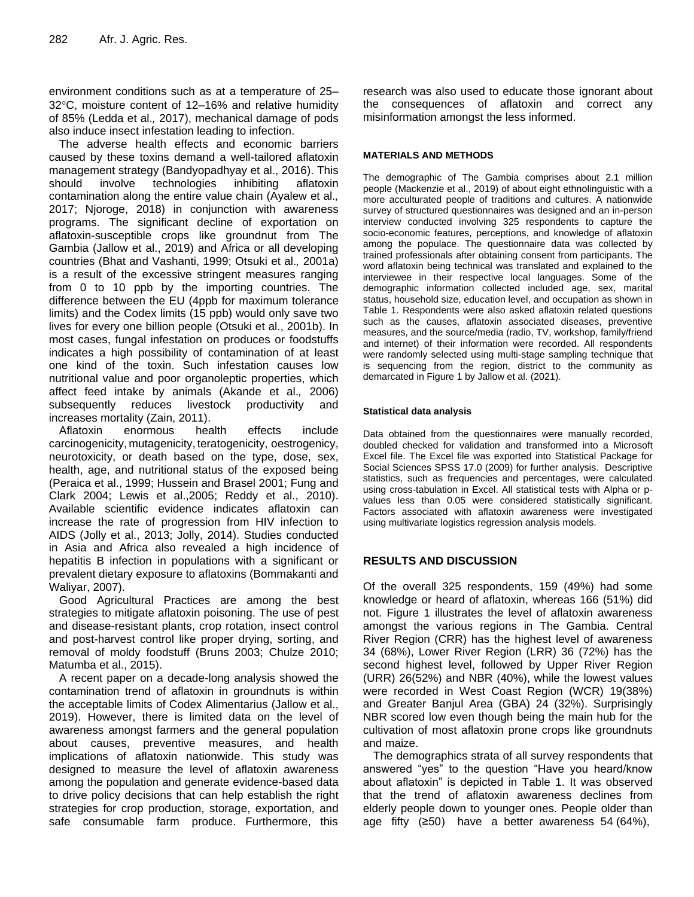environment conditions such as at a temperature of 25–32°C, moisture content of 12–16% and relative humidity of 85% (Ledda et al., 2017), mechanical damage of pods also induce insect infestation leading to infection.

The adverse health effects and economic barriers caused by these toxins demand a well-tailored aflatoxin management strategy (Bandyopadhyay et al., 2016). This should involve technologies inhibiting aflatoxin contamination along the entire value chain (Ayalew et al., 2017; Njoroge, 2018) in conjunction with awareness programs. The significant decline of exportation on aflatoxin-susceptible crops like groundnut from The Gambia (Jallow et al., 2019) and Africa or all developing countries (Bhat and Vashanti, 1999; Otsuki et al., 2001a) is a result of the excessive stringent measures ranging from 0 to 10 ppb by the importing countries. The difference between the EU (4ppb for maximum tolerance limits) and the Codex limits (15 ppb) would only save two lives for every one billion people (Otsuki et al., 2001b). In most cases, fungal infestation on produces or foodstuffs indicates a high possibility of contamination of at least one kind of the toxin. Such infestation causes low nutritional value and poor organoleptic properties, which affect feed intake by animals (Akande et al., 2006) subsequently reduces livestock productivity and increases mortality (Zain, 2011).

Aflatoxin enormous health effects include carcinogenicity, mutagenicity, teratogenicity, oestrogenicy, neurotoxicity, or death based on the type, dose, sex, health, age, and nutritional status of the exposed being (Peraica et al., 1999; Hussein and Brasel 2001; Fung and Clark 2004; Lewis et al.,2005; Reddy et al., 2010). Available scientific evidence indicates aflatoxin can increase the rate of progression from HIV infection to AIDS (Jolly et al., 2013; Jolly, 2014). Studies conducted in Asia and Africa also revealed a high incidence of hepatitis B infection in populations with a significant or prevalent dietary exposure to aflatoxins (Bommakanti and Waliyar, 2007).

Good Agricultural Practices are among the best strategies to mitigate aflatoxin poisoning. The use of pest and disease-resistant plants, crop rotation, insect control and post-harvest control like proper drying, sorting, and removal of moldy foodstuff (Bruns 2003; Chulze 2010; Matumba et al., 2015).

A recent paper on a decade-long analysis showed the contamination trend of aflatoxin in groundnuts is within the acceptable limits of Codex Alimentarius (Jallow et al., 2019). However, there is limited data on the level of awareness amongst farmers and the general population about causes, preventive measures, and health implications of aflatoxin nationwide. This study was designed to measure the level of aflatoxin awareness among the population and generate evidence-based data to drive policy decisions that can help establish the right strategies for crop production, storage, exportation, and safe consumable farm produce. Furthermore, this research was also used to educate those ignorant about the consequences of aflatoxin and correct any misinformation amongst the less informed.

## MATERIALS AND METHODS

The demographic of The Gambia comprises about 2.1 million people (Mackenzie et al., 2019) of about eight ethnolinguistic with a more acculturated people of traditions and cultures. A nationwide survey of structured questionnaires was designed and an in-person interview conducted involving 325 respondents to capture the socio-economic features, perceptions, and knowledge of aflatoxin among the populace. The questionnaire data was collected by trained professionals after obtaining consent from participants. The word aflatoxin being technical was translated and explained to the interviewee in their respective local languages. Some of the demographic information collected included age, sex, marital status, household size, education level, and occupation as shown in Table 1. Respondents were also asked aflatoxin related questions such as the causes, aflatoxin associated diseases, preventive measures, and the source/media (radio, TV, workshop, family/friend and internet) of their information were recorded. All respondents were randomly selected using multi-stage sampling technique that is sequencing from the region, district to the community as demarcated in Figure 1 by Jallow et al. (2021).

### Statistical data analysis

Data obtained from the questionnaires were manually recorded, doubled checked for validation and transformed into a Microsoft Excel file. The Excel file was exported into Statistical Package for Social Sciences SPSS 17.0 (2009) for further analysis. Descriptive statistics, such as frequencies and percentages, were calculated using cross-tabulation in Excel. All statistical tests with Alpha or p-values less than 0.05 were considered statistically significant. Factors associated with aflatoxin awareness were investigated using multivariate logistics regression analysis models.

## RESULTS AND DISCUSSION

Of the overall 325 respondents, 159 (49%) had some knowledge or heard of aflatoxin, whereas 166 (51%) did not. Figure 1 illustrates the level of aflatoxin awareness amongst the various regions in The Gambia. Central River Region (CRR) has the highest level of awareness 34 (68%), Lower River Region (LRR) 36 (72%) has the second highest level, followed by Upper River Region (URR) 26(52%) and NBR (40%), while the lowest values were recorded in West Coast Region (WCR) 19(38%) and Greater Banjul Area (GBA) 24 (32%). Surprisingly NBR scored low even though being the main hub for the cultivation of most aflatoxin prone crops like groundnuts and maize.

The demographics strata of all survey respondents that answered "yes" to the question "Have you heard/know about aflatoxin" is depicted in Table 1. It was observed that the trend of aflatoxin awareness declines from elderly people down to younger ones. People older than age fifty (≥50) have a better awareness 54 (64%),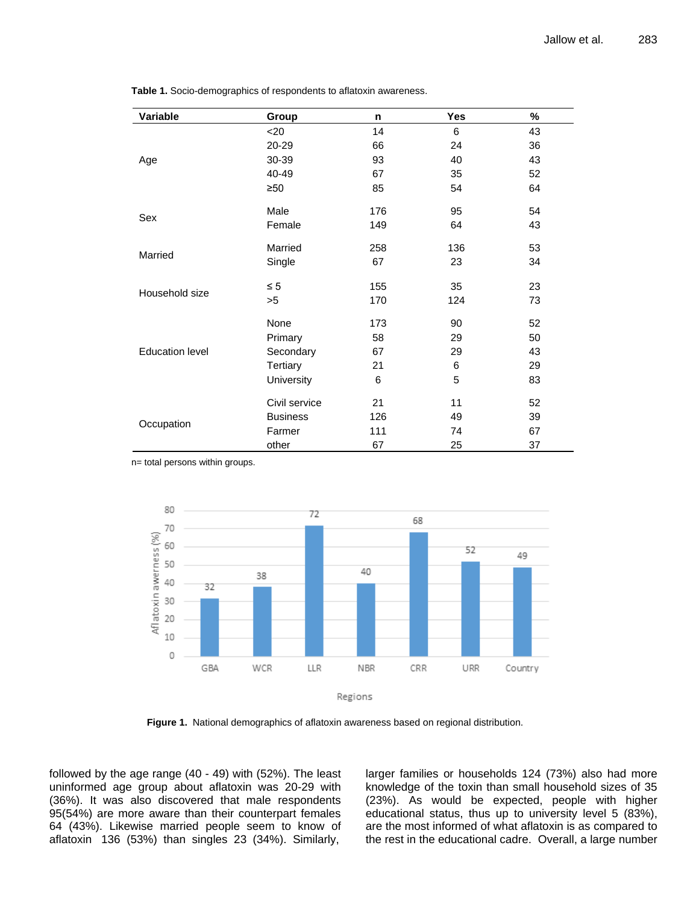**Table 1.** Socio-demographics of respondents to aflatoxin awareness.

| Variable | Group | n | Yes | % |
|---|---|---|---|---|
| Age | <20 | 14 | 6 | 43 |
| | 20-29 | 66 | 24 | 36 |
| | 30-39 | 93 | 40 | 43 |
| | 40-49 | 67 | 35 | 52 |
| | ≥50 | 85 | 54 | 64 |
| Sex | Male | 176 | 95 | 54 |
| | Female | 149 | 64 | 43 |
| Married | Married | 258 | 136 | 53 |
| | Single | 67 | 23 | 34 |
| Household size | ≤ 5 | 155 | 35 | 23 |
| | >5 | 170 | 124 | 73 |
| Education level | None | 173 | 90 | 52 |
| | Primary | 58 | 29 | 50 |
| | Secondary | 67 | 29 | 43 |
| | Tertiary | 21 | 6 | 29 |
| | University | 6 | 5 | 83 |
| Occupation | Civil service | 21 | 11 | 52 |
| | Business | 126 | 49 | 39 |
| | Farmer | 111 | 74 | 67 |
| | other | 67 | 25 | 37 |

n= total persons within groups.

Aflatoxin awerness (%)

0
10
20
30
40
50
60
70
80

32
38
72
40
68
52
49

GBA
WCR
LLR
NBR
CRR
URR
Country

Regions

**Figure 1.** National demographics of aflatoxin awareness based on regional distribution.

followed by the age range (40 - 49) with (52%). The least uninformed age group about aflatoxin was 20-29 with (36%). It was also discovered that male respondents 95(54%) are more aware than their counterpart females 64 (43%). Likewise married people seem to know of aflatoxin 136 (53%) than singles 23 (34%). Similarly, larger families or households 124 (73%) also had more knowledge of the toxin than small household sizes of 35 (23%). As would be expected, people with higher educational status, thus up to university level 5 (83%), are the most informed of what aflatoxin is as compared to the rest in the educational cadre. Overall, a large number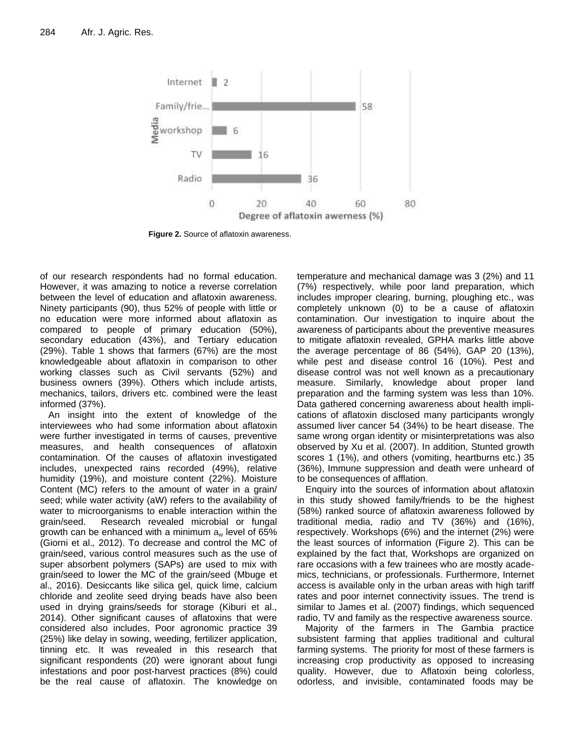Internet 2

Family/frie... 58

workshop 6

TV 16

Radio 36

Media

0 20 40 60 80

Degree of aflatoxin awerness (%)

**Figure 2.** Source of aflatoxin awareness.

of our research respondents had no formal education. However, it was amazing to notice a reverse correlation between the level of education and aflatoxin awareness. Ninety participants (90), thus 52% of people with little or no education were more informed about aflatoxin as compared to people of primary education (50%), secondary education (43%), and Tertiary education (29%). Table 1 shows that farmers (67%) are the most knowledgeable about aflatoxin in comparison to other working classes such as Civil servants (52%) and business owners (39%). Others which include artists, mechanics, tailors, drivers etc. combined were the least informed (37%).

An insight into the extent of knowledge of the interviewees who had some information about aflatoxin were further investigated in terms of causes, preventive measures, and health consequences of aflatoxin contamination. Of the causes of aflatoxin investigated includes, unexpected rains recorded (49%), relative humidity (19%), and moisture content (22%). Moisture Content (MC) refers to the amount of water in a grain/seed; while water activity (aW) refers to the availability of water to microorganisms to enable interaction within the grain/seed. Research revealed microbial or fungal growth can be enhanced with a minimum $a_w$ level of 65% (Giorni et al*.,* 2012). To decrease and control the MC of grain/seed, various control measures such as the use of super absorbent polymers (SAPs) are used to mix with grain/seed to lower the MC of the grain/seed (Mbuge et al*.,* 2016). Desiccants like silica gel, quick lime, calcium chloride and zeolite seed drying beads have also been used in drying grains/seeds for storage (Kiburi et al., 2014). Other significant causes of aflatoxins that were considered also includes, Poor agronomic practice 39 (25%) like delay in sowing, weeding, fertilizer application, tinning etc. It was revealed in this research that significant respondents (20) were ignorant about fungi infestations and poor post-harvest practices (8%) could be the real cause of aflatoxin. The knowledge on temperature and mechanical damage was 3 (2%) and 11 (7%) respectively, while poor land preparation, which includes improper clearing, burning, ploughing etc., was completely unknown (0) to be a cause of aflatoxin contamination. Our investigation to inquire about the awareness of participants about the preventive measures to mitigate aflatoxin revealed, GPHA marks little above the average percentage of 86 (54%), GAP 20 (13%), while pest and disease control 16 (10%). Pest and disease control was not well known as a precautionary measure. Similarly, knowledge about proper land preparation and the farming system was less than 10%. Data gathered concerning awareness about health implications of aflatoxin disclosed many participants wrongly assumed liver cancer 54 (34%) to be heart disease. The same wrong organ identity or misinterpretations was also observed by Xu et al. (2007). In addition, Stunted growth scores 1 (1%), and others (vomiting, heartburns etc.) 35 (36%), Immune suppression and death were unheard of to be consequences of afflation.

Enquiry into the sources of information about aflatoxin in this study showed family/friends to be the highest (58%) ranked source of aflatoxin awareness followed by traditional media, radio and TV (36%) and (16%), respectively. Workshops (6%) and the internet (2%) were the least sources of information (Figure 2). This can be explained by the fact that, Workshops are organized on rare occasions with a few trainees who are mostly academics, technicians, or professionals. Furthermore, Internet access is available only in the urban areas with high tariff rates and poor internet connectivity issues. The trend is similar to James et al. (2007) findings, which sequenced radio, TV and family as the respective awareness source.

Majority of the farmers in The Gambia practice subsistent farming that applies traditional and cultural farming systems. The priority for most of these farmers is increasing crop productivity as opposed to increasing quality. However, due to Aflatoxin being colorless, odorless, and invisible, contaminated foods may be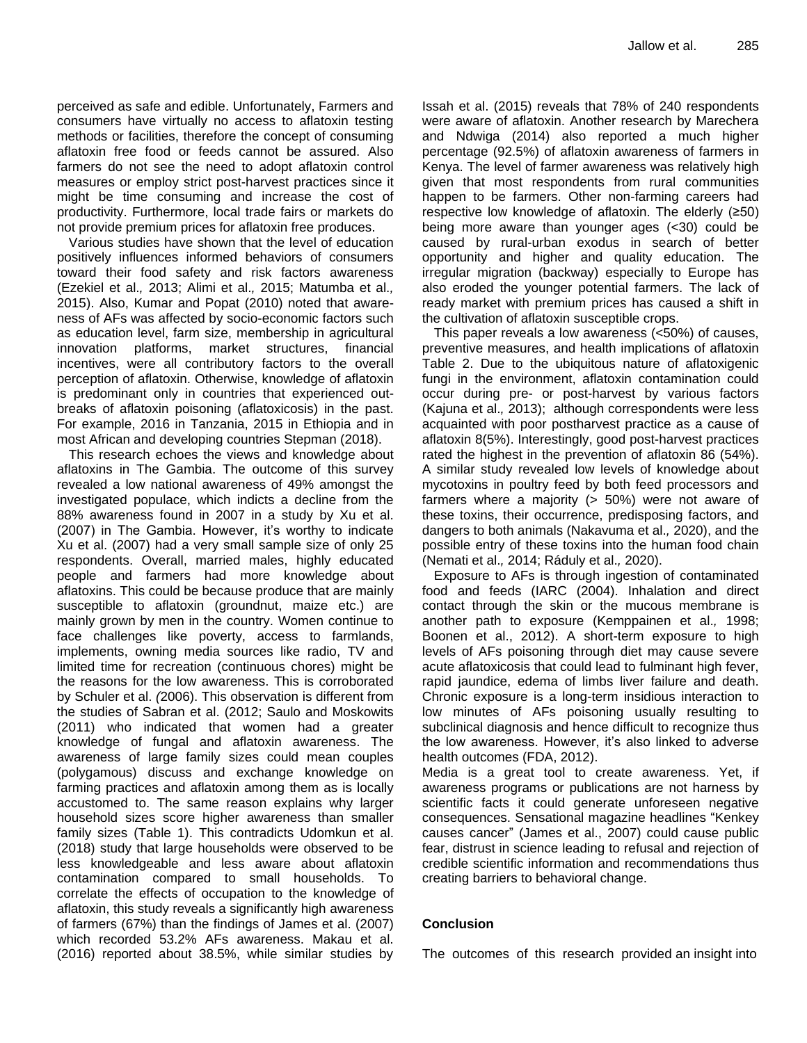perceived as safe and edible. Unfortunately, Farmers and consumers have virtually no access to aflatoxin testing methods or facilities, therefore the concept of consuming aflatoxin free food or feeds cannot be assured. Also farmers do not see the need to adopt aflatoxin control measures or employ strict post-harvest practices since it might be time consuming and increase the cost of productivity. Furthermore, local trade fairs or markets do not provide premium prices for aflatoxin free produces.

Various studies have shown that the level of education positively influences informed behaviors of consumers toward their food safety and risk factors awareness (Ezekiel et al., 2013; Alimi et al., 2015; Matumba et al., 2015). Also, Kumar and Popat (2010) noted that awareness of AFs was affected by socio-economic factors such as education level, farm size, membership in agricultural innovation platforms, market structures, financial incentives, were all contributory factors to the overall perception of aflatoxin. Otherwise, knowledge of aflatoxin is predominant only in countries that experienced outbreaks of aflatoxin poisoning (aflatoxicosis) in the past. For example, 2016 in Tanzania, 2015 in Ethiopia and in most African and developing countries Stepman (2018).

This research echoes the views and knowledge about aflatoxins in The Gambia. The outcome of this survey revealed a low national awareness of 49% amongst the investigated populace, which indicts a decline from the 88% awareness found in 2007 in a study by Xu et al. (2007) in The Gambia. However, it's worthy to indicate Xu et al. (2007) had a very small sample size of only 25 respondents. Overall, married males, highly educated people and farmers had more knowledge about aflatoxins. This could be because produce that are mainly susceptible to aflatoxin (groundnut, maize etc.) are mainly grown by men in the country. Women continue to face challenges like poverty, access to farmlands, implements, owning media sources like radio, TV and limited time for recreation (continuous chores) might be the reasons for the low awareness. This is corroborated by Schuler et al. *(*2006). This observation is different from the studies of Sabran et al. (2012; Saulo and Moskowits (2011) who indicated that women had a greater knowledge of fungal and aflatoxin awareness. The awareness of large family sizes could mean couples (polygamous) discuss and exchange knowledge on farming practices and aflatoxin among them as is locally accustomed to. The same reason explains why larger household sizes score higher awareness than smaller family sizes (Table 1). This contradicts Udomkun et al. (2018) study that large households were observed to be less knowledgeable and less aware about aflatoxin contamination compared to small households. To correlate the effects of occupation to the knowledge of aflatoxin, this study reveals a significantly high awareness of farmers (67%) than the findings of James et al. (2007) which recorded 53.2% AFs awareness. Makau et al. (2016) reported about 38.5%, while similar studies by Issah et al. (2015) reveals that 78% of 240 respondents were aware of aflatoxin. Another research by Marechera and Ndwiga (2014) also reported a much higher percentage (92.5%) of aflatoxin awareness of farmers in Kenya. The level of farmer awareness was relatively high given that most respondents from rural communities happen to be farmers. Other non-farming careers had respective low knowledge of aflatoxin. The elderly (≥50) being more aware than younger ages (<30) could be caused by rural-urban exodus in search of better opportunity and higher and quality education. The irregular migration (backway) especially to Europe has also eroded the younger potential farmers. The lack of ready market with premium prices has caused a shift in the cultivation of aflatoxin susceptible crops.

This paper reveals a low awareness (<50%) of causes, preventive measures, and health implications of aflatoxin Table 2. Due to the ubiquitous nature of aflatoxigenic fungi in the environment, aflatoxin contamination could occur during pre- or post-harvest by various factors (Kajuna et al., 2013); although correspondents were less acquainted with poor postharvest practice as a cause of aflatoxin 8(5%). Interestingly, good post-harvest practices rated the highest in the prevention of aflatoxin 86 (54%). A similar study revealed low levels of knowledge about mycotoxins in poultry feed by both feed processors and farmers where a majority (> 50%) were not aware of these toxins, their occurrence, predisposing factors, and dangers to both animals (Nakavuma et al., 2020), and the possible entry of these toxins into the human food chain (Nemati et al., 2014; Ráduly et al., 2020).

Exposure to AFs is through ingestion of contaminated food and feeds (IARC (2004). Inhalation and direct contact through the skin or the mucous membrane is another path to exposure (Kemppainen et al., 1998; Boonen et al., 2012). A short-term exposure to high levels of AFs poisoning through diet may cause severe acute aflatoxicosis that could lead to fulminant high fever, rapid jaundice, edema of limbs liver failure and death. Chronic exposure is a long-term insidious interaction to low minutes of AFs poisoning usually resulting to subclinical diagnosis and hence difficult to recognize thus the low awareness. However, it's also linked to adverse health outcomes (FDA, 2012).

Media is a great tool to create awareness. Yet, if awareness programs or publications are not harness by scientific facts it could generate unforeseen negative consequences. Sensational magazine headlines "Kenkey causes cancer" (James et al., 2007) could cause public fear, distrust in science leading to refusal and rejection of credible scientific information and recommendations thus creating barriers to behavioral change.

## Conclusion

The outcomes of this research provided an insight into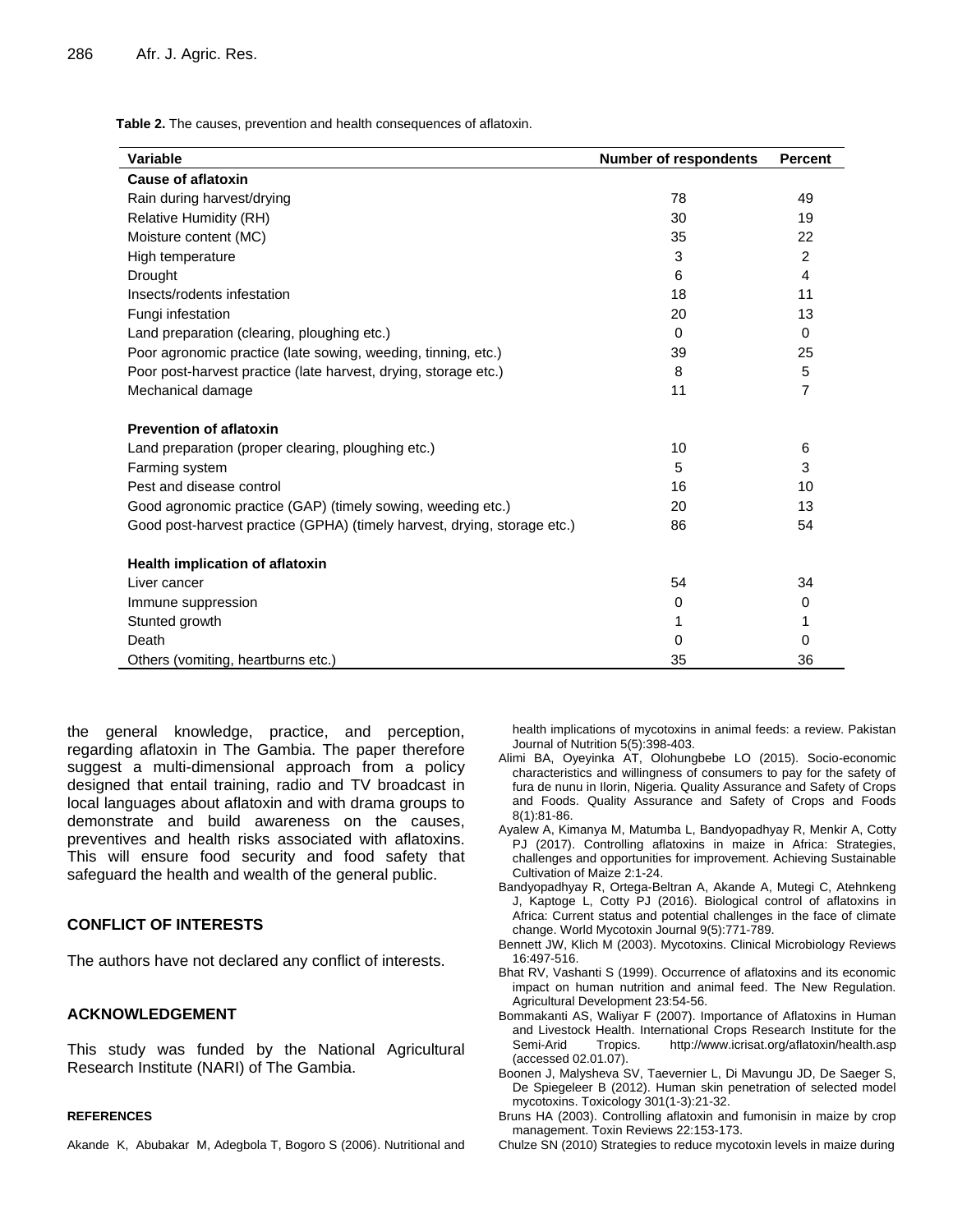**Table 2.** The causes, prevention and health consequences of aflatoxin.

| Variable | Number of respondents | Percent |
|---|---|---|
| **Cause of aflatoxin** | | |
| Rain during harvest/drying | 78 | 49 |
| Relative Humidity (RH) | 30 | 19 |
| Moisture content (MC) | 35 | 22 |
| High temperature | 3 | 2 |
| Drought | 6 | 4 |
| Insects/rodents infestation | 18 | 11 |
| Fungi infestation | 20 | 13 |
| Land preparation (clearing, ploughing etc.) | 0 | 0 |
| Poor agronomic practice (late sowing, weeding, tinning, etc.) | 39 | 25 |
| Poor post-harvest practice (late harvest, drying, storage etc.) | 8 | 5 |
| Mechanical damage | 11 | 7 |
| **Prevention of aflatoxin** | | |
| Land preparation (proper clearing, ploughing etc.) | 10 | 6 |
| Farming system | 5 | 3 |
| Pest and disease control | 16 | 10 |
| Good agronomic practice (GAP) (timely sowing, weeding etc.) | 20 | 13 |
| Good post-harvest practice (GPHA) (timely harvest, drying, storage etc.) | 86 | 54 |
| **Health implication of aflatoxin** | | |
| Liver cancer | 54 | 34 |
| Immune suppression | 0 | 0 |
| Stunted growth | 1 | 1 |
| Death | 0 | 0 |
| Others (vomiting, heartburns etc.) | 35 | 36 |

the general knowledge, practice, and perception, regarding aflatoxin in The Gambia. The paper therefore suggest a multi-dimensional approach from a policy designed that entail training, radio and TV broadcast in local languages about aflatoxin and with drama groups to demonstrate and build awareness on the causes, preventives and health risks associated with aflatoxins. This will ensure food security and food safety that safeguard the health and wealth of the general public.

## CONFLICT OF INTERESTS

The authors have not declared any conflict of interests.

## ACKNOWLEDGEMENT

This study was funded by the National Agricultural Research Institute (NARI) of The Gambia.

## REFERENCES

Akande K, Abubakar M, Adegbola T, Bogoro S (2006). Nutritional and health implications of mycotoxins in animal feeds: a review. Pakistan Journal of Nutrition 5(5):398-403.

Alimi BA, Oyeyinka AT, Olohungbebe LO (2015). Socio-economic characteristics and willingness of consumers to pay for the safety of fura de nunu in Ilorin, Nigeria. Quality Assurance and Safety of Crops and Foods. Quality Assurance and Safety of Crops and Foods 8(1):81-86.

Ayalew A, Kimanya M, Matumba L, Bandyopadhyay R, Menkir A, Cotty PJ (2017). Controlling aflatoxins in maize in Africa: Strategies, challenges and opportunities for improvement. Achieving Sustainable Cultivation of Maize 2:1-24.

Bandyopadhyay R, Ortega-Beltran A, Akande A, Mutegi C, Atehnkeng J, Kaptoge L, Cotty PJ (2016). Biological control of aflatoxins in Africa: Current status and potential challenges in the face of climate change. World Mycotoxin Journal 9(5):771-789.

Bennett JW, Klich M (2003). Mycotoxins. Clinical Microbiology Reviews 16:497-516.

Bhat RV, Vashanti S (1999). Occurrence of aflatoxins and its economic impact on human nutrition and animal feed. The New Regulation. Agricultural Development 23:54-56.

Bommakanti AS, Waliyar F (2007). Importance of Aflatoxins in Human and Livestock Health. International Crops Research Institute for the Semi-Arid Tropics. http://www.icrisat.org/aflatoxin/health.asp (accessed 02.01.07).

Boonen J, Malysheva SV, Taevernier L, Di Mavungu JD, De Saeger S, De Spiegeleer B (2012). Human skin penetration of selected model mycotoxins. Toxicology 301(1-3):21-32.

Bruns HA (2003). Controlling aflatoxin and fumonisin in maize by crop management. Toxin Reviews 22:153-173.

Chulze SN (2010) Strategies to reduce mycotoxin levels in maize during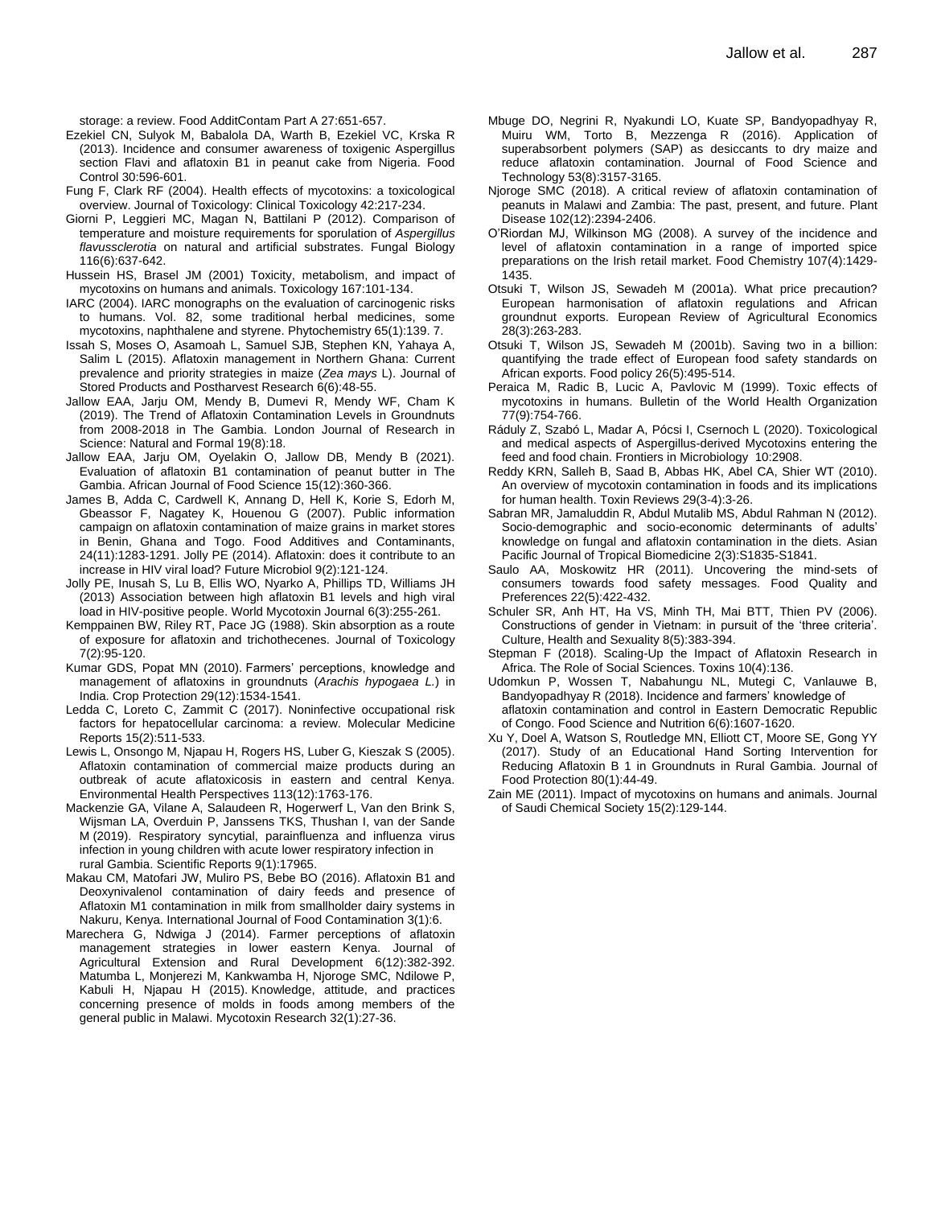storage: a review. Food AdditContam Part A 27:651-657.

Ezekiel CN, Sulyok M, Babalola DA, Warth B, Ezekiel VC, Krska R (2013). Incidence and consumer awareness of toxigenic Aspergillus section Flavi and aflatoxin B1 in peanut cake from Nigeria. Food Control 30:596-601.

Fung F, Clark RF (2004). Health effects of mycotoxins: a toxicological overview. Journal of Toxicology: Clinical Toxicology 42:217-234.

Giorni P, Leggieri MC, Magan N, Battilani P (2012). Comparison of temperature and moisture requirements for sporulation of *Aspergillus flavussclerotia* on natural and artificial substrates. Fungal Biology 116(6):637-642.

Hussein HS, Brasel JM (2001) Toxicity, metabolism, and impact of mycotoxins on humans and animals. Toxicology 167:101-134.

IARC (2004). IARC monographs on the evaluation of carcinogenic risks to humans. Vol. 82, some traditional herbal medicines, some mycotoxins, naphthalene and styrene. Phytochemistry 65(1):139. 7.

Issah S, Moses O, Asamoah L, Samuel SJB, Stephen KN, Yahaya A, Salim L (2015). Aflatoxin management in Northern Ghana: Current prevalence and priority strategies in maize (*Zea mays* L). Journal of Stored Products and Postharvest Research 6(6):48-55.

Jallow EAA, Jarju OM, Mendy B, Dumevi R, Mendy WF, Cham K (2019). The Trend of Aflatoxin Contamination Levels in Groundnuts from 2008-2018 in The Gambia. London Journal of Research in Science: Natural and Formal 19(8):18.

Jallow EAA, Jarju OM, Oyelakin O, Jallow DB, Mendy B (2021). Evaluation of aflatoxin B1 contamination of peanut butter in The Gambia. African Journal of Food Science 15(12):360-366.

James B, Adda C, Cardwell K, Annang D, Hell K, Korie S, Edorh M, Gbeassor F, Nagatey K, Houenou G (2007). Public information campaign on aflatoxin contamination of maize grains in market stores in Benin, Ghana and Togo. Food Additives and Contaminants, 24(11):1283-1291. Jolly PE (2014). Aflatoxin: does it contribute to an increase in HIV viral load? Future Microbiol 9(2):121-124.

Jolly PE, Inusah S, Lu B, Ellis WO, Nyarko A, Phillips TD, Williams JH (2013) Association between high aflatoxin B1 levels and high viral load in HIV-positive people. World Mycotoxin Journal 6(3):255-261.

Kemppainen BW, Riley RT, Pace JG (1988). Skin absorption as a route of exposure for aflatoxin and trichothecenes. Journal of Toxicology 7(2):95-120.

Kumar GDS, Popat MN (2010). Farmers' perceptions, knowledge and management of aflatoxins in groundnuts (*Arachis hypogaea L.*) in India. Crop Protection 29(12):1534-1541.

Ledda C, Loreto C, Zammit C (2017). Noninfective occupational risk factors for hepatocellular carcinoma: a review. Molecular Medicine Reports 15(2):511-533.

Lewis L, Onsongo M, Njapau H, Rogers HS, Luber G, Kieszak S (2005). Aflatoxin contamination of commercial maize products during an outbreak of acute aflatoxicosis in eastern and central Kenya. Environmental Health Perspectives 113(12):1763-176.

Mackenzie GA, Vilane A, Salaudeen R, Hogerwerf L, Van den Brink S, Wijsman LA, Overduin P, Janssens TKS, Thushan I, van der Sande M (2019). Respiratory syncytial, parainfluenza and influenza virus infection in young children with acute lower respiratory infection in rural Gambia. Scientific Reports 9(1):17965.

Makau CM, Matofari JW, Muliro PS, Bebe BO (2016). Aflatoxin B1 and Deoxynivalenol contamination of dairy feeds and presence of Aflatoxin M1 contamination in milk from smallholder dairy systems in Nakuru, Kenya. International Journal of Food Contamination 3(1):6.

Marechera G, Ndwiga J (2014). Farmer perceptions of aflatoxin management strategies in lower eastern Kenya. Journal of Agricultural Extension and Rural Development 6(12):382-392. Matumba L, Monjerezi M, Kankwamba H, Njoroge SMC, Ndilowe P, Kabuli H, Njapau H (2015). Knowledge, attitude, and practices concerning presence of molds in foods among members of the general public in Malawi. Mycotoxin Research 32(1):27-36.

Mbuge DO, Negrini R, Nyakundi LO, Kuate SP, Bandyopadhyay R, Muiru WM, Torto B, Mezzenga R (2016). Application of superabsorbent polymers (SAP) as desiccants to dry maize and reduce aflatoxin contamination. Journal of Food Science and Technology 53(8):3157-3165.

Njoroge SMC (2018). A critical review of aflatoxin contamination of peanuts in Malawi and Zambia: The past, present, and future. Plant Disease 102(12):2394-2406.

O'Riordan MJ, Wilkinson MG (2008). A survey of the incidence and level of aflatoxin contamination in a range of imported spice preparations on the Irish retail market. Food Chemistry 107(4):1429-1435.

Otsuki T, Wilson JS, Sewadeh M (2001a). What price precaution? European harmonisation of aflatoxin regulations and African groundnut exports. European Review of Agricultural Economics 28(3):263-283.

Otsuki T, Wilson JS, Sewadeh M (2001b). Saving two in a billion: quantifying the trade effect of European food safety standards on African exports. Food policy 26(5):495-514.

Peraica M, Radic B, Lucic A, Pavlovic M (1999). Toxic effects of mycotoxins in humans. Bulletin of the World Health Organization 77(9):754-766.

Ráduly Z, Szabó L, Madar A, Pócsi I, Csernoch L (2020). Toxicological and medical aspects of Aspergillus-derived Mycotoxins entering the feed and food chain. Frontiers in Microbiology 10:2908.

Reddy KRN, Salleh B, Saad B, Abbas HK, Abel CA, Shier WT (2010). An overview of mycotoxin contamination in foods and its implications for human health. Toxin Reviews 29(3-4):3-26.

Sabran MR, Jamaluddin R, Abdul Mutalib MS, Abdul Rahman N (2012). Socio-demographic and socio-economic determinants of adults' knowledge on fungal and aflatoxin contamination in the diets. Asian Pacific Journal of Tropical Biomedicine 2(3):S1835-S1841.

Saulo AA, Moskowitz HR (2011). Uncovering the mind-sets of consumers towards food safety messages. Food Quality and Preferences 22(5):422-432.

Schuler SR, Anh HT, Ha VS, Minh TH, Mai BTT, Thien PV (2006). Constructions of gender in Vietnam: in pursuit of the 'three criteria'. Culture, Health and Sexuality 8(5):383-394.

Stepman F (2018). Scaling-Up the Impact of Aflatoxin Research in Africa. The Role of Social Sciences. Toxins 10(4):136.

Udomkun P, Wossen T, Nabahungu NL, Mutegi C, Vanlauwe B, Bandyopadhyay R (2018). Incidence and farmers' knowledge of aflatoxin contamination and control in Eastern Democratic Republic of Congo. Food Science and Nutrition 6(6):1607-1620.

Xu Y, Doel A, Watson S, Routledge MN, Elliott CT, Moore SE, Gong YY (2017). Study of an Educational Hand Sorting Intervention for Reducing Aflatoxin B 1 in Groundnuts in Rural Gambia. Journal of Food Protection 80(1):44-49.

Zain ME (2011). Impact of mycotoxins on humans and animals. Journal of Saudi Chemical Society 15(2):129-144.